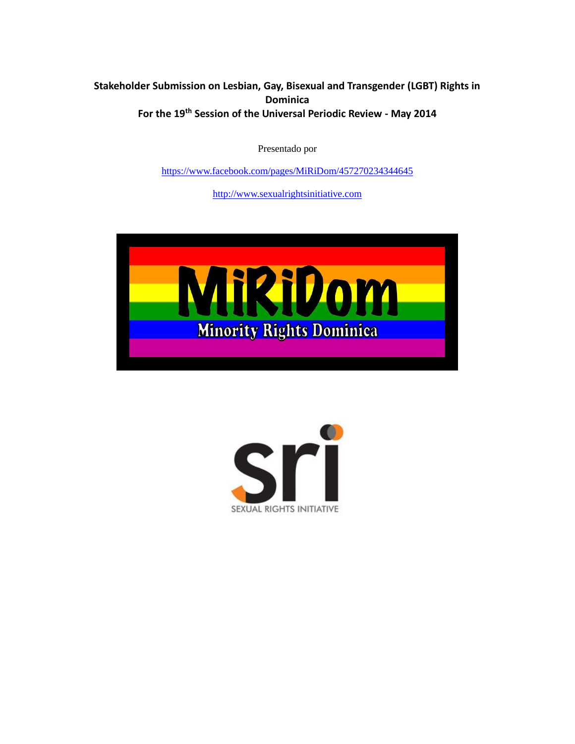**Stakeholder Submission on Lesbian, Gay, Bisexual and Transgender (LGBT) Rights in Dominica**
**For the 19th Session of the Universal Periodic Review - May 2014**

Presentado por

https://www.facebook.com/pages/MiRiDom/457270234344645

http://www.sexualrightsinitiative.com

MiRiDom

Minority Rights Dominica

sri

SEXUAL RIGHTS INITIATIVE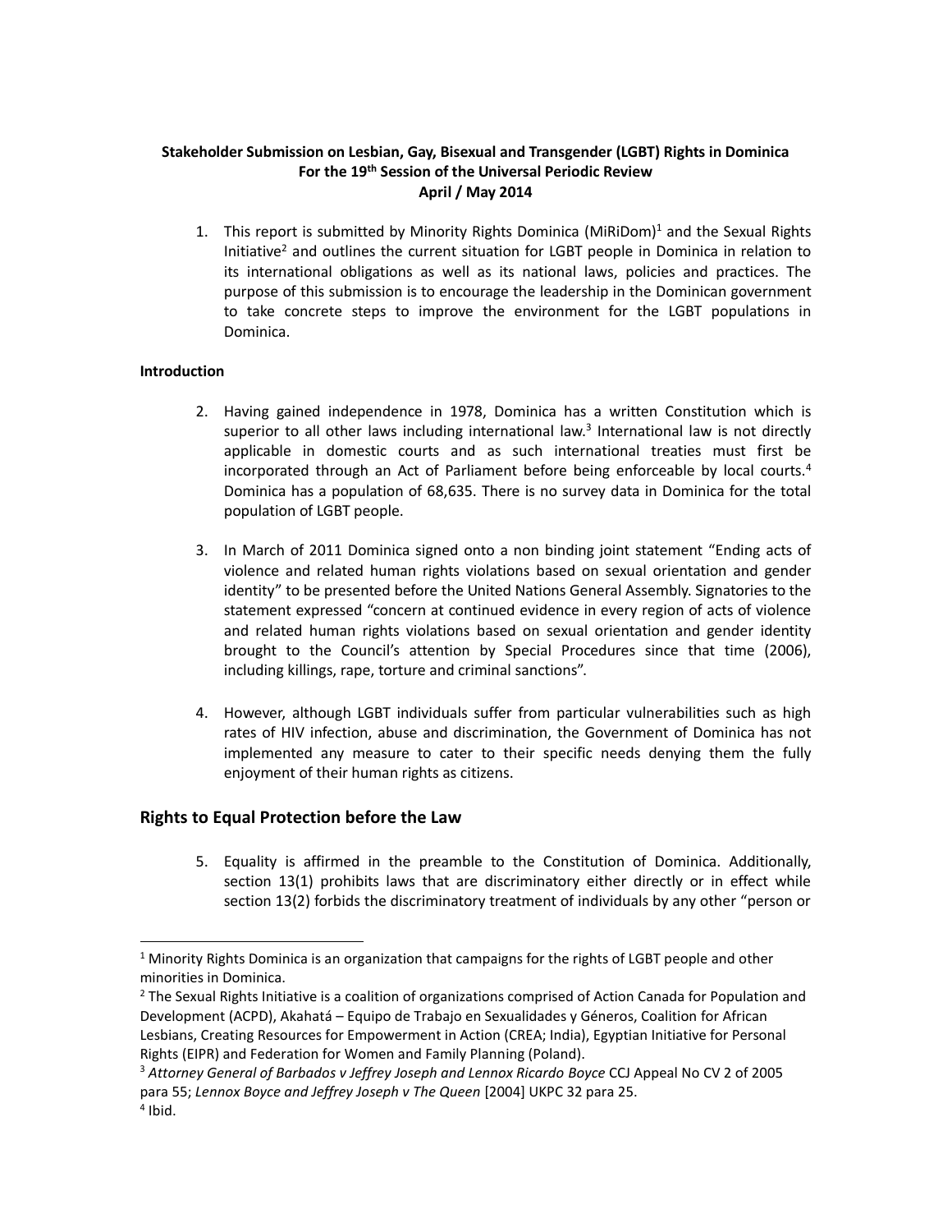**Stakeholder Submission on Lesbian, Gay, Bisexual and Transgender (LGBT) Rights in Dominica**
**For the 19th Session of the Universal Periodic Review**
**April / May 2014**

1. This report is submitted by Minority Rights Dominica (MiRiDom)[1] and the Sexual Rights Initiative[2] and outlines the current situation for LGBT people in Dominica in relation to its international obligations as well as its national laws, policies and practices. The purpose of this submission is to encourage the leadership in the Dominican government to take concrete steps to improve the environment for the LGBT populations in Dominica.

**Introduction**

2. Having gained independence in 1978, Dominica has a written Constitution which is superior to all other laws including international law.[3] International law is not directly applicable in domestic courts and as such international treaties must first be incorporated through an Act of Parliament before being enforceable by local courts.[4] Dominica has a population of 68,635. There is no survey data in Dominica for the total population of LGBT people.

3. In March of 2011 Dominica signed onto a non binding joint statement "Ending acts of violence and related human rights violations based on sexual orientation and gender identity" to be presented before the United Nations General Assembly. Signatories to the statement expressed "concern at continued evidence in every region of acts of violence and related human rights violations based on sexual orientation and gender identity brought to the Council's attention by Special Procedures since that time (2006), including killings, rape, torture and criminal sanctions".

4. However, although LGBT individuals suffer from particular vulnerabilities such as high rates of HIV infection, abuse and discrimination, the Government of Dominica has not implemented any measure to cater to their specific needs denying them the fully enjoyment of their human rights as citizens.

## Rights to Equal Protection before the Law

5. Equality is affirmed in the preamble to the Constitution of Dominica. Additionally, section 13(1) prohibits laws that are discriminatory either directly or in effect while section 13(2) forbids the discriminatory treatment of individuals by any other "person or

---

[1] Minority Rights Dominica is an organization that campaigns for the rights of LGBT people and other minorities in Dominica.

[2] The Sexual Rights Initiative is a coalition of organizations comprised of Action Canada for Population and Development (ACPD), Akahatá – Equipo de Trabajo en Sexualidades y Géneros, Coalition for African Lesbians, Creating Resources for Empowerment in Action (CREA; India), Egyptian Initiative for Personal Rights (EIPR) and Federation for Women and Family Planning (Poland).

[3] *Attorney General of Barbados v Jeffrey Joseph and Lennox Ricardo Boyce* CCJ Appeal No CV 2 of 2005 para 55; *Lennox Boyce and Jeffrey Joseph v The Queen* [2004] UKPC 32 para 25.

[4] Ibid.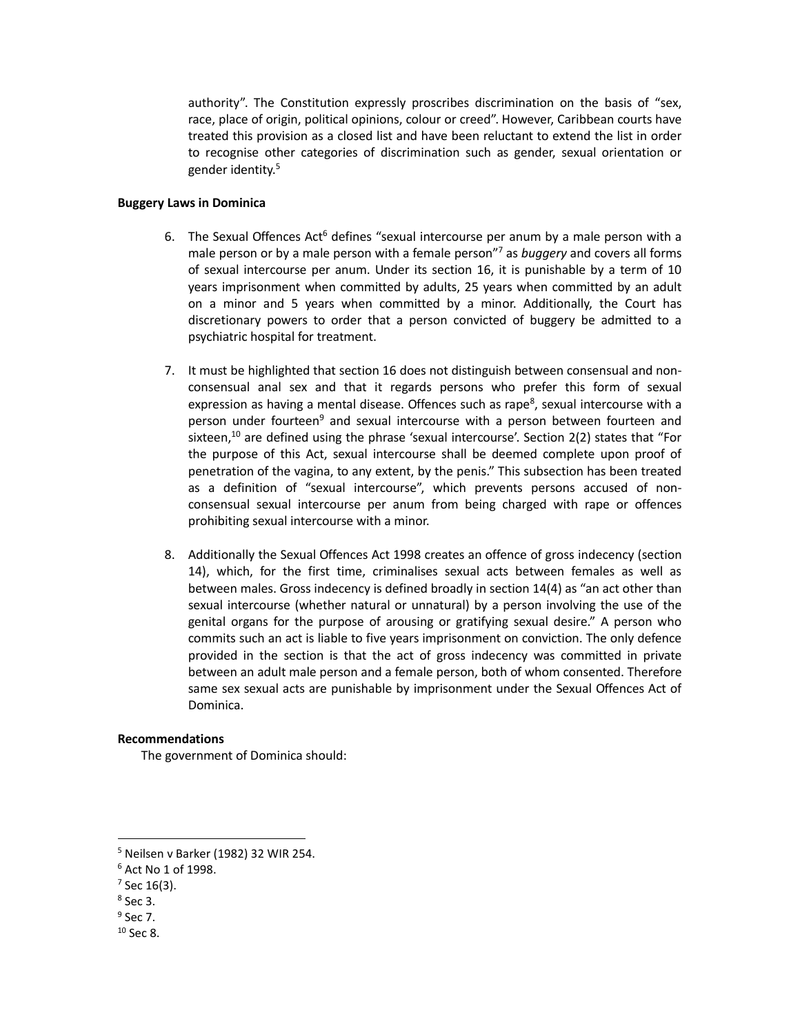authority". The Constitution expressly proscribes discrimination on the basis of "sex, race, place of origin, political opinions, colour or creed". However, Caribbean courts have treated this provision as a closed list and have been reluctant to extend the list in order to recognise other categories of discrimination such as gender, sexual orientation or gender identity.[5]

**Buggery Laws in Dominica**

6. The Sexual Offences Act[6] defines "sexual intercourse per anum by a male person with a male person or by a male person with a female person"[7] as *buggery* and covers all forms of sexual intercourse per anum. Under its section 16, it is punishable by a term of 10 years imprisonment when committed by adults, 25 years when committed by an adult on a minor and 5 years when committed by a minor. Additionally, the Court has discretionary powers to order that a person convicted of buggery be admitted to a psychiatric hospital for treatment.

7. It must be highlighted that section 16 does not distinguish between consensual and non-consensual anal sex and that it regards persons who prefer this form of sexual expression as having a mental disease. Offences such as rape[8], sexual intercourse with a person under fourteen[9] and sexual intercourse with a person between fourteen and sixteen,[10] are defined using the phrase 'sexual intercourse'. Section 2(2) states that "For the purpose of this Act, sexual intercourse shall be deemed complete upon proof of penetration of the vagina, to any extent, by the penis." This subsection has been treated as a definition of "sexual intercourse", which prevents persons accused of non-consensual sexual intercourse per anum from being charged with rape or offences prohibiting sexual intercourse with a minor.

8. Additionally the Sexual Offences Act 1998 creates an offence of gross indecency (section 14), which, for the first time, criminalises sexual acts between females as well as between males. Gross indecency is defined broadly in section 14(4) as "an act other than sexual intercourse (whether natural or unnatural) by a person involving the use of the genital organs for the purpose of arousing or gratifying sexual desire." A person who commits such an act is liable to five years imprisonment on conviction. The only defence provided in the section is that the act of gross indecency was committed in private between an adult male person and a female person, both of whom consented. Therefore same sex sexual acts are punishable by imprisonment under the Sexual Offences Act of Dominica.

**Recommendations**

The government of Dominica should:

---

[5] Neilsen v Barker (1982) 32 WIR 254.

[6] Act No 1 of 1998.

[7] Sec 16(3).

[8] Sec 3.

[9] Sec 7.

[10] Sec 8.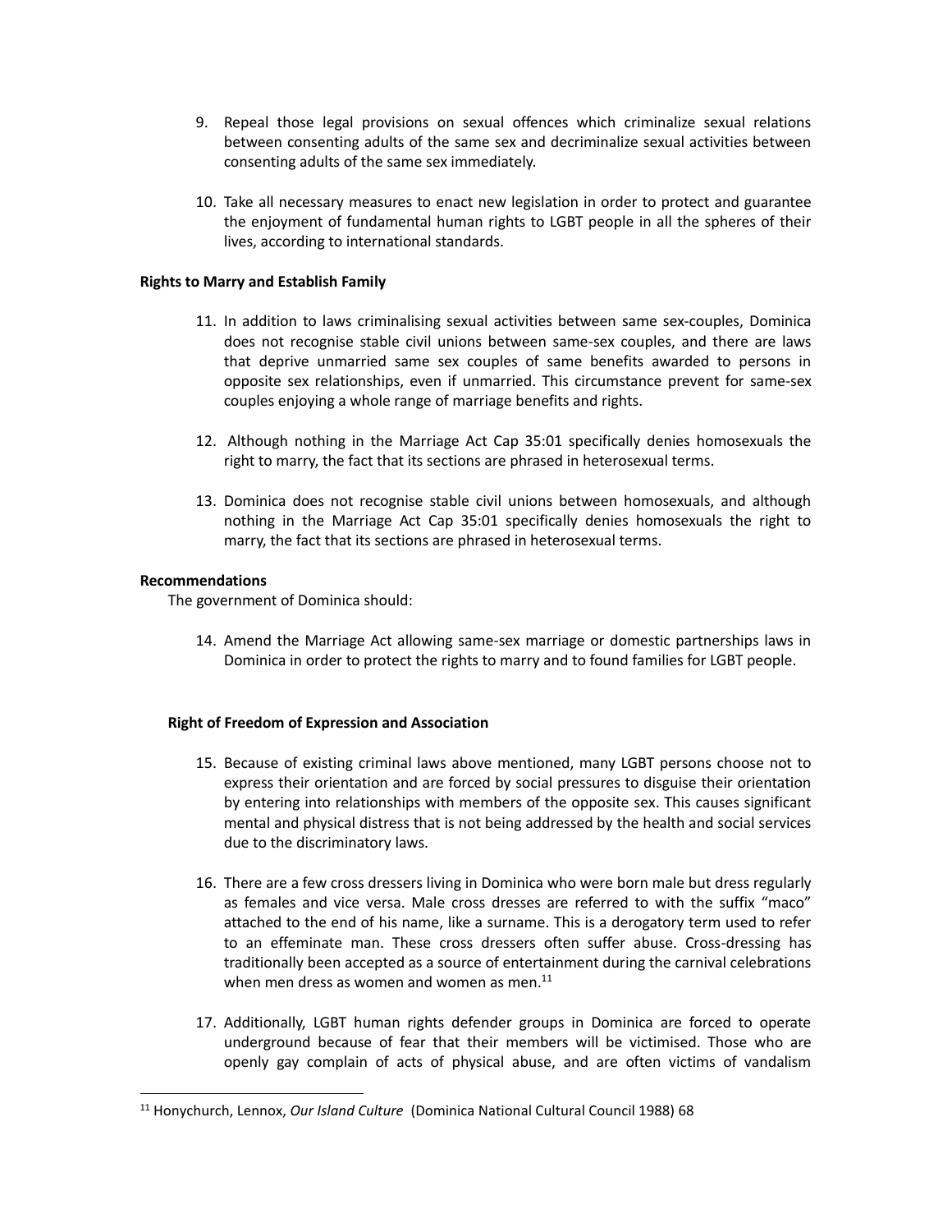9. Repeal those legal provisions on sexual offences which criminalize sexual relations between consenting adults of the same sex and decriminalize sexual activities between consenting adults of the same sex immediately.

10. Take all necessary measures to enact new legislation in order to protect and guarantee the enjoyment of fundamental human rights to LGBT people in all the spheres of their lives, according to international standards.

**Rights to Marry and Establish Family**

11. In addition to laws criminalising sexual activities between same sex-couples, Dominica does not recognise stable civil unions between same-sex couples, and there are laws that deprive unmarried same sex couples of same benefits awarded to persons in opposite sex relationships, even if unmarried. This circumstance prevent for same-sex couples enjoying a whole range of marriage benefits and rights.

12. Although nothing in the Marriage Act Cap 35:01 specifically denies homosexuals the right to marry, the fact that its sections are phrased in heterosexual terms.

13. Dominica does not recognise stable civil unions between homosexuals, and although nothing in the Marriage Act Cap 35:01 specifically denies homosexuals the right to marry, the fact that its sections are phrased in heterosexual terms.

**Recommendations**

The government of Dominica should:

14. Amend the Marriage Act allowing same-sex marriage or domestic partnerships laws in Dominica in order to protect the rights to marry and to found families for LGBT people.

**Right of Freedom of Expression and Association**

15. Because of existing criminal laws above mentioned, many LGBT persons choose not to express their orientation and are forced by social pressures to disguise their orientation by entering into relationships with members of the opposite sex. This causes significant mental and physical distress that is not being addressed by the health and social services due to the discriminatory laws.

16. There are a few cross dressers living in Dominica who were born male but dress regularly as females and vice versa. Male cross dresses are referred to with the suffix "maco" attached to the end of his name, like a surname. This is a derogatory term used to refer to an effeminate man. These cross dressers often suffer abuse. Cross-dressing has traditionally been accepted as a source of entertainment during the carnival celebrations when men dress as women and women as men.[11]

17. Additionally, LGBT human rights defender groups in Dominica are forced to operate underground because of fear that their members will be victimised. Those who are openly gay complain of acts of physical abuse, and are often victims of vandalism

[11] Honychurch, Lennox, *Our Island Culture* (Dominica National Cultural Council 1988) 68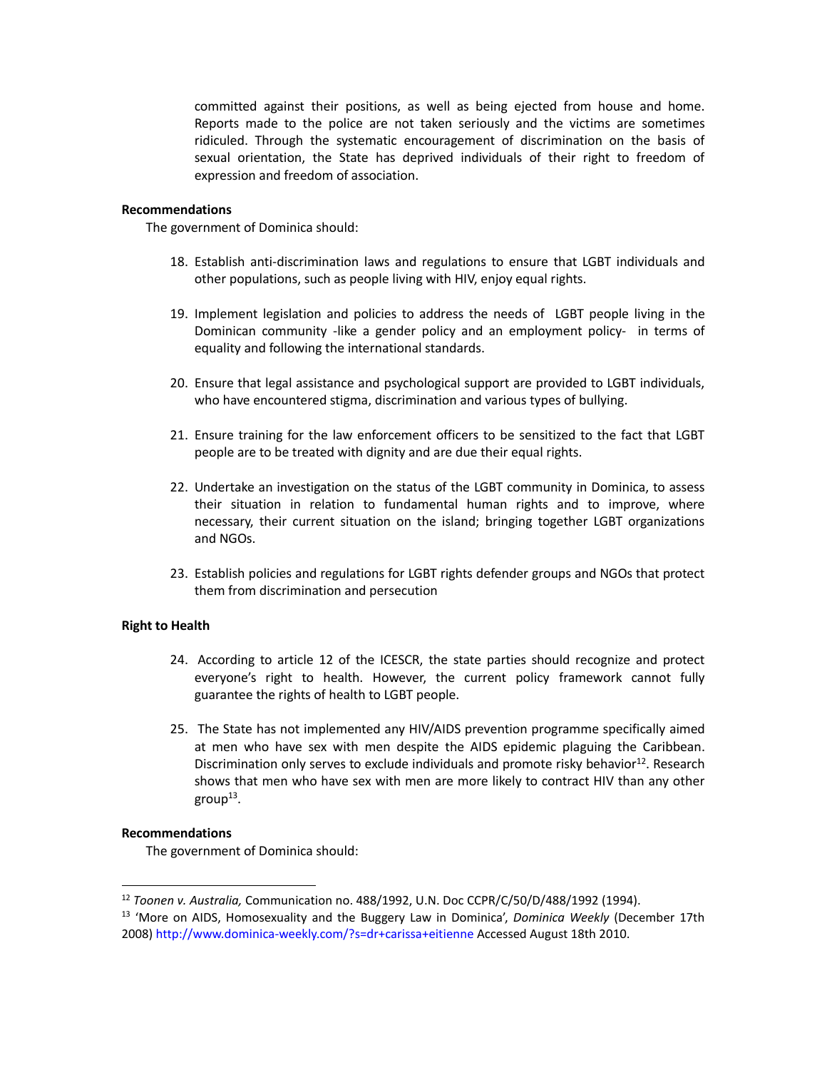committed against their positions, as well as being ejected from house and home. Reports made to the police are not taken seriously and the victims are sometimes ridiculed. Through the systematic encouragement of discrimination on the basis of sexual orientation, the State has deprived individuals of their right to freedom of expression and freedom of association.

**Recommendations**

The government of Dominica should:

18. Establish anti-discrimination laws and regulations to ensure that LGBT individuals and other populations, such as people living with HIV, enjoy equal rights.

19. Implement legislation and policies to address the needs of LGBT people living in the Dominican community -like a gender policy and an employment policy- in terms of equality and following the international standards.

20. Ensure that legal assistance and psychological support are provided to LGBT individuals, who have encountered stigma, discrimination and various types of bullying.

21. Ensure training for the law enforcement officers to be sensitized to the fact that LGBT people are to be treated with dignity and are due their equal rights.

22. Undertake an investigation on the status of the LGBT community in Dominica, to assess their situation in relation to fundamental human rights and to improve, where necessary, their current situation on the island; bringing together LGBT organizations and NGOs.

23. Establish policies and regulations for LGBT rights defender groups and NGOs that protect them from discrimination and persecution

**Right to Health**

24. According to article 12 of the ICESCR, the state parties should recognize and protect everyone's right to health. However, the current policy framework cannot fully guarantee the rights of health to LGBT people.

25. The State has not implemented any HIV/AIDS prevention programme specifically aimed at men who have sex with men despite the AIDS epidemic plaguing the Caribbean. Discrimination only serves to exclude individuals and promote risky behavior[12]. Research shows that men who have sex with men are more likely to contract HIV than any other group[13].

**Recommendations**

The government of Dominica should:

---

[12] *Toonen v. Australia,* Communication no. 488/1992, U.N. Doc CCPR/C/50/D/488/1992 (1994).

[13] 'More on AIDS, Homosexuality and the Buggery Law in Dominica', *Dominica Weekly* (December 17th 2008) http://www.dominica-weekly.com/?s=dr+carissa+eitienne Accessed August 18th 2010.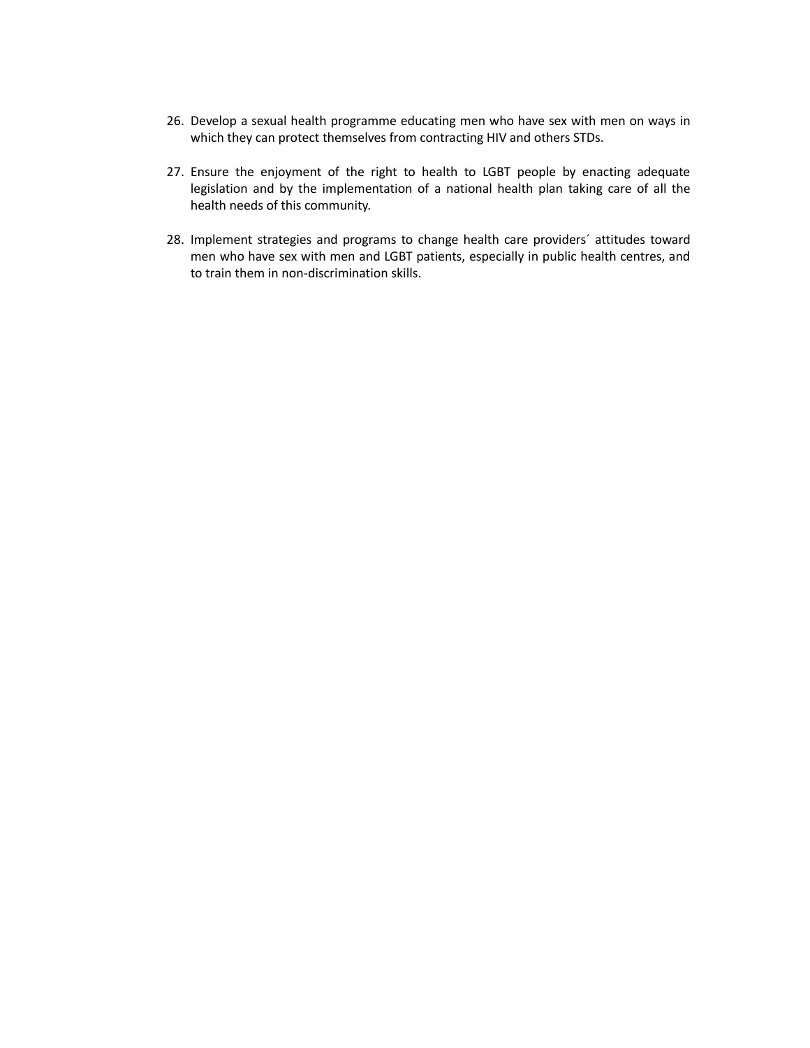26. Develop a sexual health programme educating men who have sex with men on ways in which they can protect themselves from contracting HIV and others STDs.

27. Ensure the enjoyment of the right to health to LGBT people by enacting adequate legislation and by the implementation of a national health plan taking care of all the health needs of this community.

28. Implement strategies and programs to change health care providers´ attitudes toward men who have sex with men and LGBT patients, especially in public health centres, and to train them in non-discrimination skills.